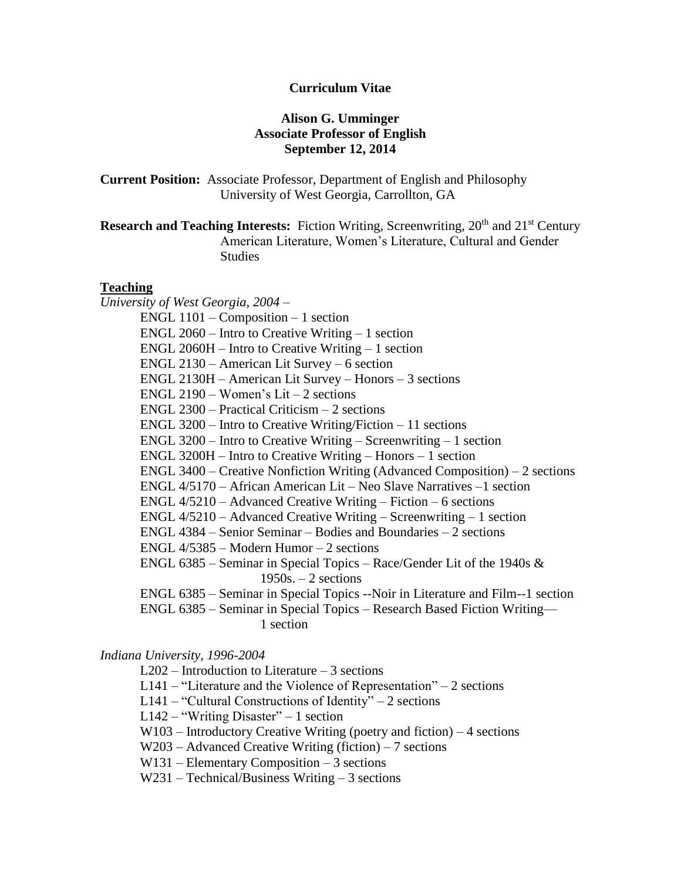**Curriculum Vitae**

**Alison G. Umminger**
**Associate Professor of English**
**September 12, 2014**

**Current Position:** Associate Professor, Department of English and Philosophy
University of West Georgia, Carrollton, GA

**Research and Teaching Interests:** Fiction Writing, Screenwriting, 20th and 21st Century American Literature, Women's Literature, Cultural and Gender Studies

**Teaching**

*University of West Georgia, 2004 –*

- ENGL 1101 – Composition – 1 section
- ENGL 2060 – Intro to Creative Writing – 1 section
- ENGL 2060H – Intro to Creative Writing – 1 section
- ENGL 2130 – American Lit Survey – 6 section
- ENGL 2130H – American Lit Survey – Honors – 3 sections
- ENGL 2190 – Women's Lit – 2 sections
- ENGL 2300 – Practical Criticism – 2 sections
- ENGL 3200 – Intro to Creative Writing/Fiction – 11 sections
- ENGL 3200 – Intro to Creative Writing – Screenwriting – 1 section
- ENGL 3200H – Intro to Creative Writing – Honors – 1 section
- ENGL 3400 – Creative Nonfiction Writing (Advanced Composition) – 2 sections
- ENGL 4/5170 – African American Lit – Neo Slave Narratives –1 section
- ENGL 4/5210 – Advanced Creative Writing – Fiction – 6 sections
- ENGL 4/5210 – Advanced Creative Writing – Screenwriting – 1 section
- ENGL 4384 – Senior Seminar – Bodies and Boundaries – 2 sections
- ENGL 4/5385 – Modern Humor – 2 sections
- ENGL 6385 – Seminar in Special Topics – Race/Gender Lit of the 1940s & 1950s. – 2 sections
- ENGL 6385 – Seminar in Special Topics --Noir in Literature and Film--1 section
- ENGL 6385 – Seminar in Special Topics – Research Based Fiction Writing— 1 section

*Indiana University, 1996-2004*

- L202 – Introduction to Literature – 3 sections
- L141 – "Literature and the Violence of Representation" – 2 sections
- L141 – "Cultural Constructions of Identity" – 2 sections
- L142 – "Writing Disaster" – 1 section
- W103 – Introductory Creative Writing (poetry and fiction) – 4 sections
- W203 – Advanced Creative Writing (fiction) – 7 sections
- W131 – Elementary Composition – 3 sections
- W231 – Technical/Business Writing – 3 sections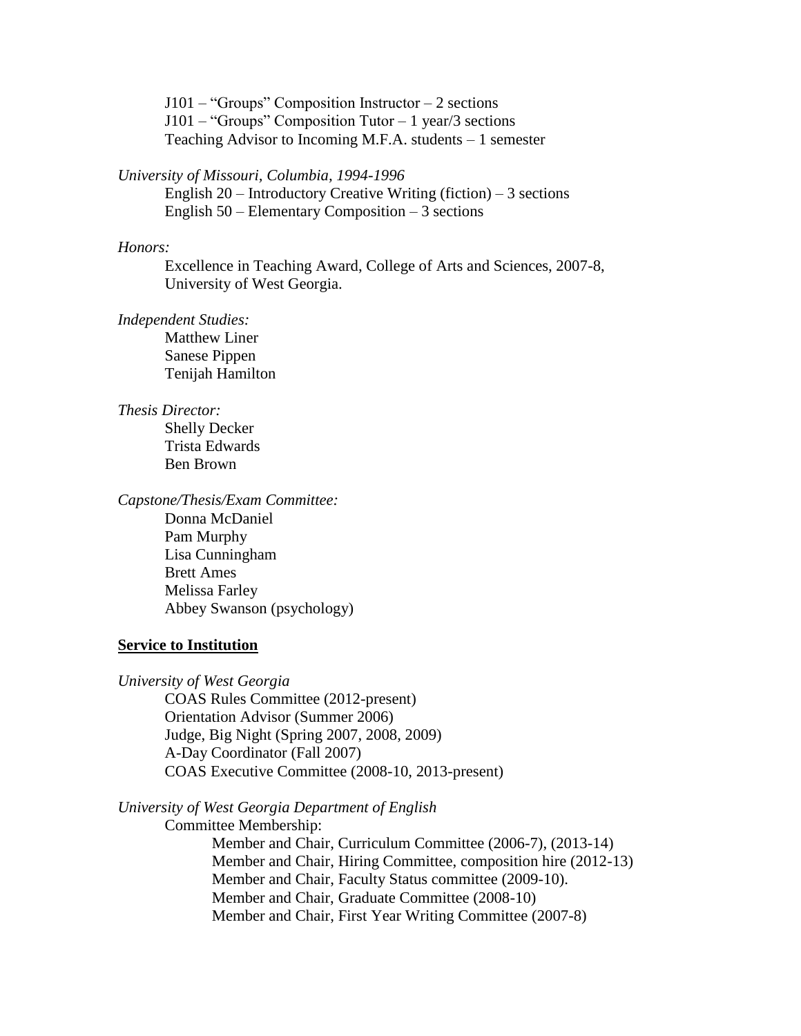J101 – "Groups" Composition Instructor – 2 sections
J101 – "Groups" Composition Tutor – 1 year/3 sections
Teaching Advisor to Incoming M.F.A. students – 1 semester

*University of Missouri, Columbia, 1994-1996*

English 20 – Introductory Creative Writing (fiction) – 3 sections
English 50 – Elementary Composition – 3 sections

*Honors:*

Excellence in Teaching Award, College of Arts and Sciences, 2007-8, University of West Georgia.

*Independent Studies:*

Matthew Liner
Sanese Pippen
Tenijah Hamilton

*Thesis Director:*

Shelly Decker
Trista Edwards
Ben Brown

*Capstone/Thesis/Exam Committee:*

Donna McDaniel
Pam Murphy
Lisa Cunningham
Brett Ames
Melissa Farley
Abbey Swanson (psychology)

## Service to Institution

*University of West Georgia*

COAS Rules Committee (2012-present)
Orientation Advisor (Summer 2006)
Judge, Big Night (Spring 2007, 2008, 2009)
A-Day Coordinator (Fall 2007)
COAS Executive Committee (2008-10, 2013-present)

*University of West Georgia Department of English*

Committee Membership:

- Member and Chair, Curriculum Committee (2006-7), (2013-14)
- Member and Chair, Hiring Committee, composition hire (2012-13)
- Member and Chair, Faculty Status committee (2009-10).
- Member and Chair, Graduate Committee (2008-10)
- Member and Chair, First Year Writing Committee (2007-8)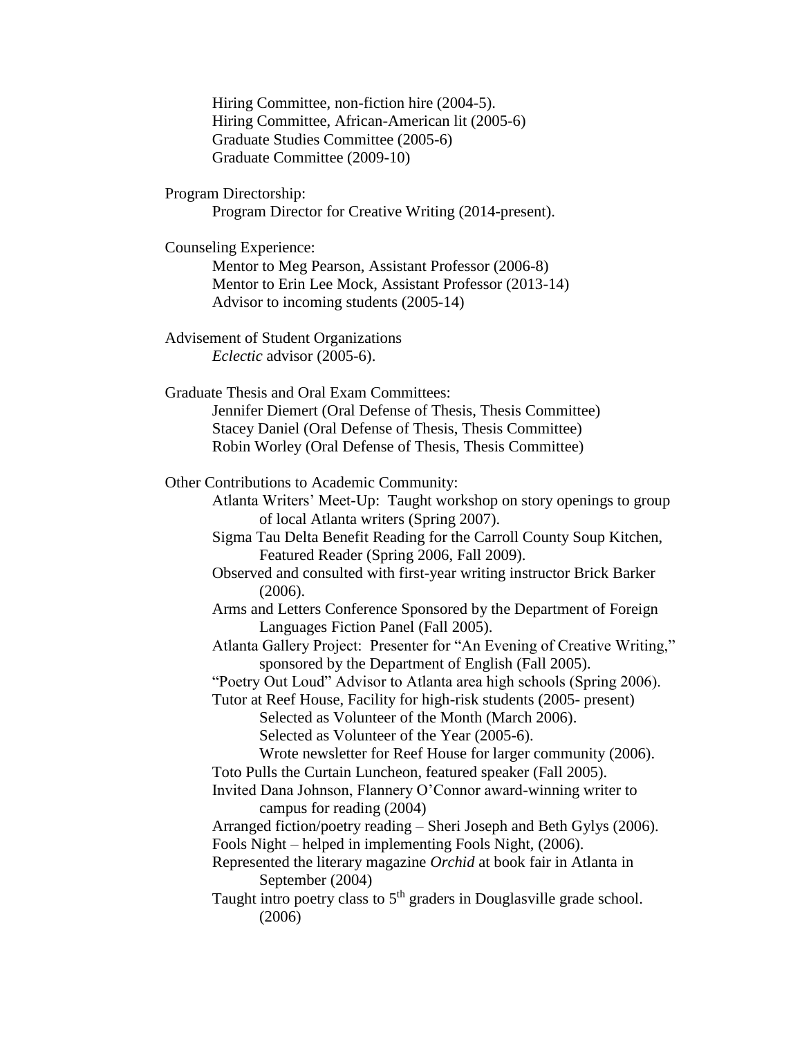Hiring Committee, non-fiction hire (2004-5).
Hiring Committee, African-American lit (2005-6)
Graduate Studies Committee (2005-6)
Graduate Committee (2009-10)

Program Directorship:

- Program Director for Creative Writing (2014-present).

Counseling Experience:

- Mentor to Meg Pearson, Assistant Professor (2006-8)
- Mentor to Erin Lee Mock, Assistant Professor (2013-14)
- Advisor to incoming students (2005-14)

Advisement of Student Organizations

- *Eclectic* advisor (2005-6).

Graduate Thesis and Oral Exam Committees:

- Jennifer Diemert (Oral Defense of Thesis, Thesis Committee)
- Stacey Daniel (Oral Defense of Thesis, Thesis Committee)
- Robin Worley (Oral Defense of Thesis, Thesis Committee)

Other Contributions to Academic Community:

- Atlanta Writers' Meet-Up: Taught workshop on story openings to group of local Atlanta writers (Spring 2007).
- Sigma Tau Delta Benefit Reading for the Carroll County Soup Kitchen, Featured Reader (Spring 2006, Fall 2009).
- Observed and consulted with first-year writing instructor Brick Barker (2006).
- Arms and Letters Conference Sponsored by the Department of Foreign Languages Fiction Panel (Fall 2005).
- Atlanta Gallery Project: Presenter for "An Evening of Creative Writing," sponsored by the Department of English (Fall 2005).
- "Poetry Out Loud" Advisor to Atlanta area high schools (Spring 2006).
- Tutor at Reef House, Facility for high-risk students (2005- present)
  - Selected as Volunteer of the Month (March 2006).
  - Selected as Volunteer of the Year (2005-6).
  - Wrote newsletter for Reef House for larger community (2006).
- Toto Pulls the Curtain Luncheon, featured speaker (Fall 2005).
- Invited Dana Johnson, Flannery O'Connor award-winning writer to campus for reading (2004)
- Arranged fiction/poetry reading – Sheri Joseph and Beth Gylys (2006).
- Fools Night – helped in implementing Fools Night, (2006).
- Represented the literary magazine *Orchid* at book fair in Atlanta in September (2004)
- Taught intro poetry class to 5th graders in Douglasville grade school. (2006)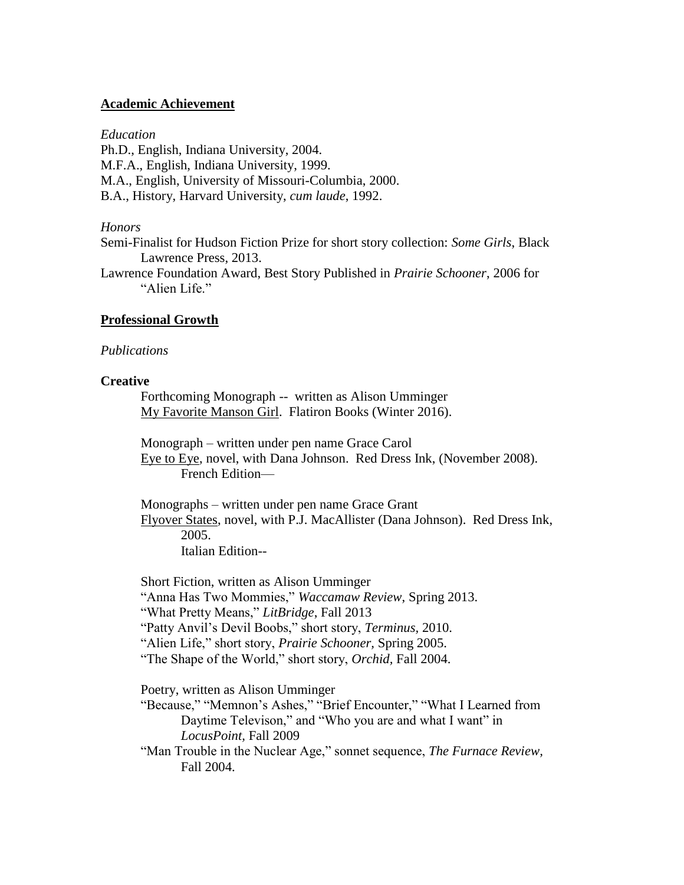## **Academic Achievement**

*Education*

Ph.D., English, Indiana University, 2004.
M.F.A., English, Indiana University, 1999.
M.A., English, University of Missouri-Columbia, 2000.
B.A., History, Harvard University, *cum laude*, 1992.

*Honors*

Semi-Finalist for Hudson Fiction Prize for short story collection: *Some Girls*, Black Lawrence Press, 2013.

Lawrence Foundation Award, Best Story Published in *Prairie Schooner*, 2006 for "Alien Life."

## **Professional Growth**

*Publications*

### **Creative**

Forthcoming Monograph -- written as Alison Umminger
My Favorite Manson Girl. Flatiron Books (Winter 2016).

Monograph – written under pen name Grace Carol
Eye to Eye, novel, with Dana Johnson. Red Dress Ink, (November 2008).
French Edition—

Monographs – written under pen name Grace Grant
Flyover States, novel, with P.J. MacAllister (Dana Johnson). Red Dress Ink, 2005.
Italian Edition--

Short Fiction, written as Alison Umminger
"Anna Has Two Mommies," *Waccamaw Review*, Spring 2013.
"What Pretty Means," *LitBridge*, Fall 2013
"Patty Anvil's Devil Boobs," short story, *Terminus*, 2010.
"Alien Life," short story, *Prairie Schooner*, Spring 2005.
"The Shape of the World," short story, *Orchid*, Fall 2004.

Poetry, written as Alison Umminger
"Because," "Memnon's Ashes," "Brief Encounter," "What I Learned from Daytime Televison," and "Who you are and what I want" in *LocusPoint*, Fall 2009
"Man Trouble in the Nuclear Age," sonnet sequence, *The Furnace Review*, Fall 2004.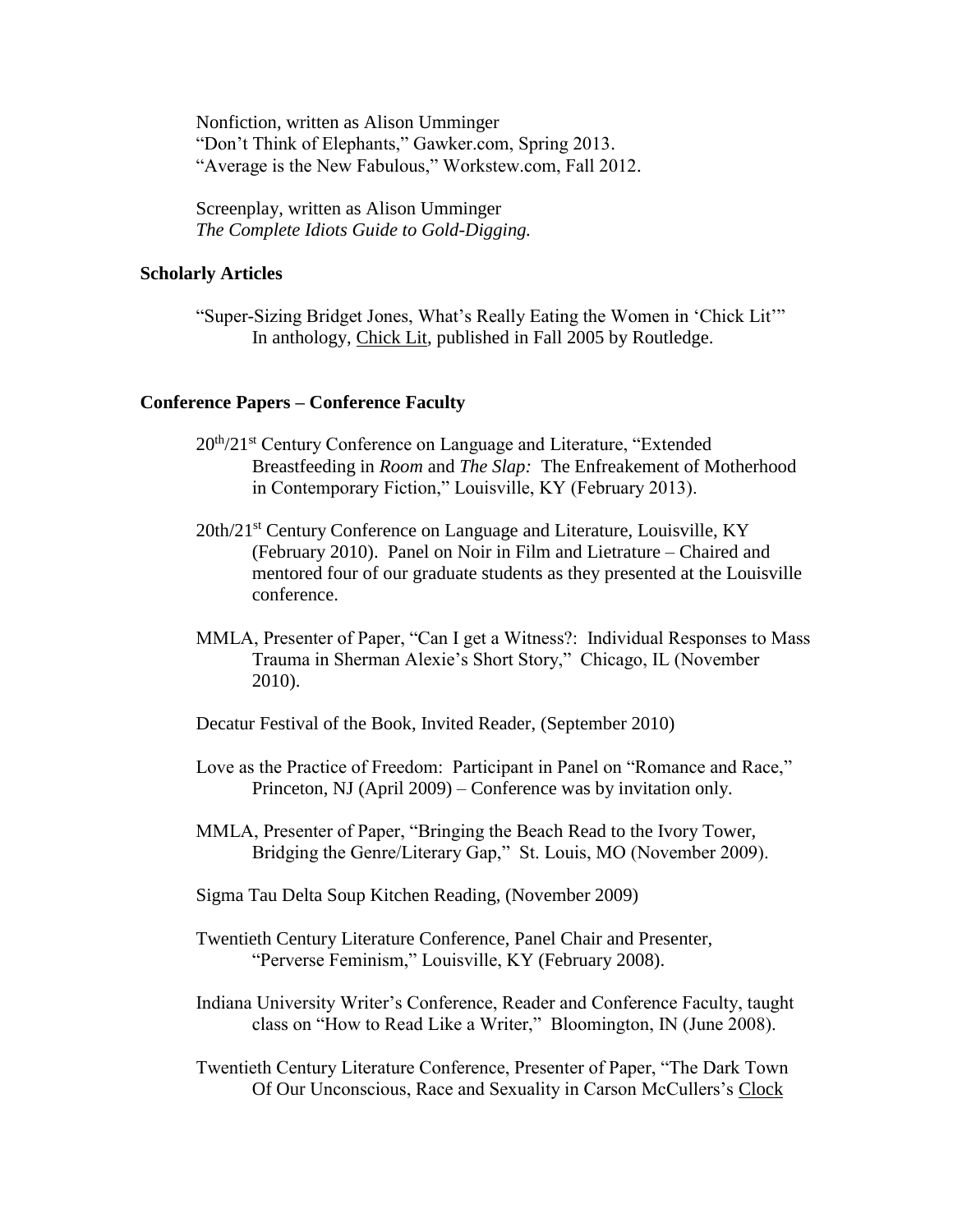Nonfiction, written as Alison Umminger
"Don't Think of Elephants," Gawker.com, Spring 2013.
"Average is the New Fabulous," Workstew.com, Fall 2012.

Screenplay, written as Alison Umminger
*The Complete Idiots Guide to Gold-Digging.*

**Scholarly Articles**

"Super-Sizing Bridget Jones, What's Really Eating the Women in 'Chick Lit'" In anthology, Chick Lit, published in Fall 2005 by Routledge.

**Conference Papers – Conference Faculty**

20th/21st Century Conference on Language and Literature, "Extended Breastfeeding in *Room* and *The Slap:* The Enfreakement of Motherhood in Contemporary Fiction," Louisville, KY (February 2013).

20th/21st Century Conference on Language and Literature, Louisville, KY (February 2010). Panel on Noir in Film and Lietrature – Chaired and mentored four of our graduate students as they presented at the Louisville conference.

MMLA, Presenter of Paper, "Can I get a Witness?: Individual Responses to Mass Trauma in Sherman Alexie's Short Story," Chicago, IL (November 2010).

Decatur Festival of the Book, Invited Reader, (September 2010)

Love as the Practice of Freedom: Participant in Panel on "Romance and Race," Princeton, NJ (April 2009) – Conference was by invitation only.

MMLA, Presenter of Paper, "Bringing the Beach Read to the Ivory Tower, Bridging the Genre/Literary Gap," St. Louis, MO (November 2009).

Sigma Tau Delta Soup Kitchen Reading, (November 2009)

Twentieth Century Literature Conference, Panel Chair and Presenter, "Perverse Feminism," Louisville, KY (February 2008).

Indiana University Writer's Conference, Reader and Conference Faculty, taught class on "How to Read Like a Writer," Bloomington, IN (June 2008).

Twentieth Century Literature Conference, Presenter of Paper, "The Dark Town Of Our Unconscious, Race and Sexuality in Carson McCullers's Clock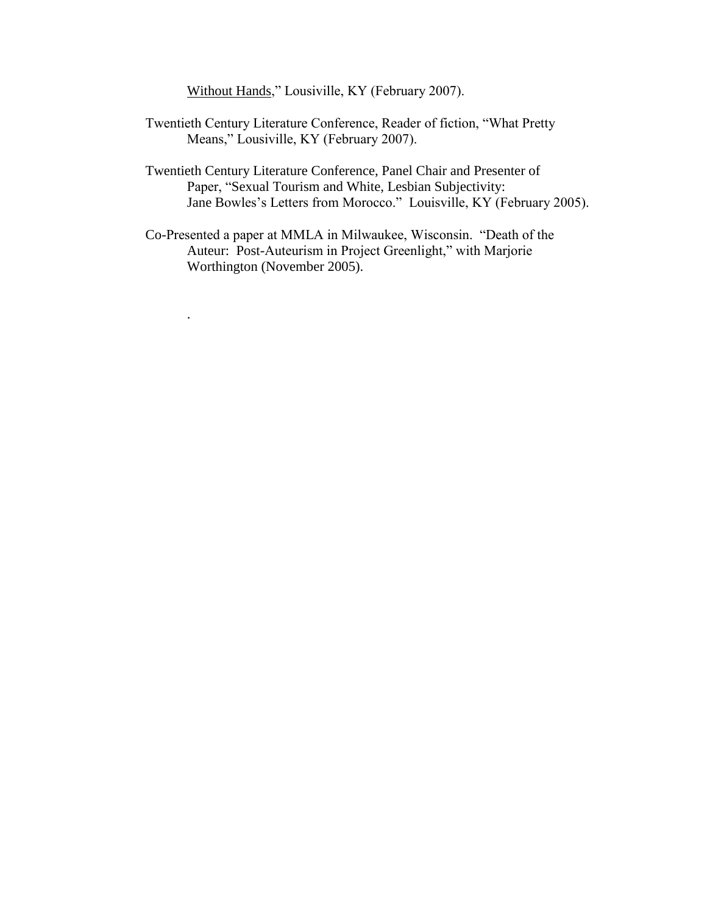Without Hands," Lousiville, KY (February 2007).

Twentieth Century Literature Conference, Reader of fiction, "What Pretty Means," Lousiville, KY (February 2007).

Twentieth Century Literature Conference, Panel Chair and Presenter of Paper, "Sexual Tourism and White, Lesbian Subjectivity: Jane Bowles's Letters from Morocco." Louisville, KY (February 2005).

Co-Presented a paper at MMLA in Milwaukee, Wisconsin. "Death of the Auteur: Post-Auteurism in Project Greenlight," with Marjorie Worthington (November 2005).

.